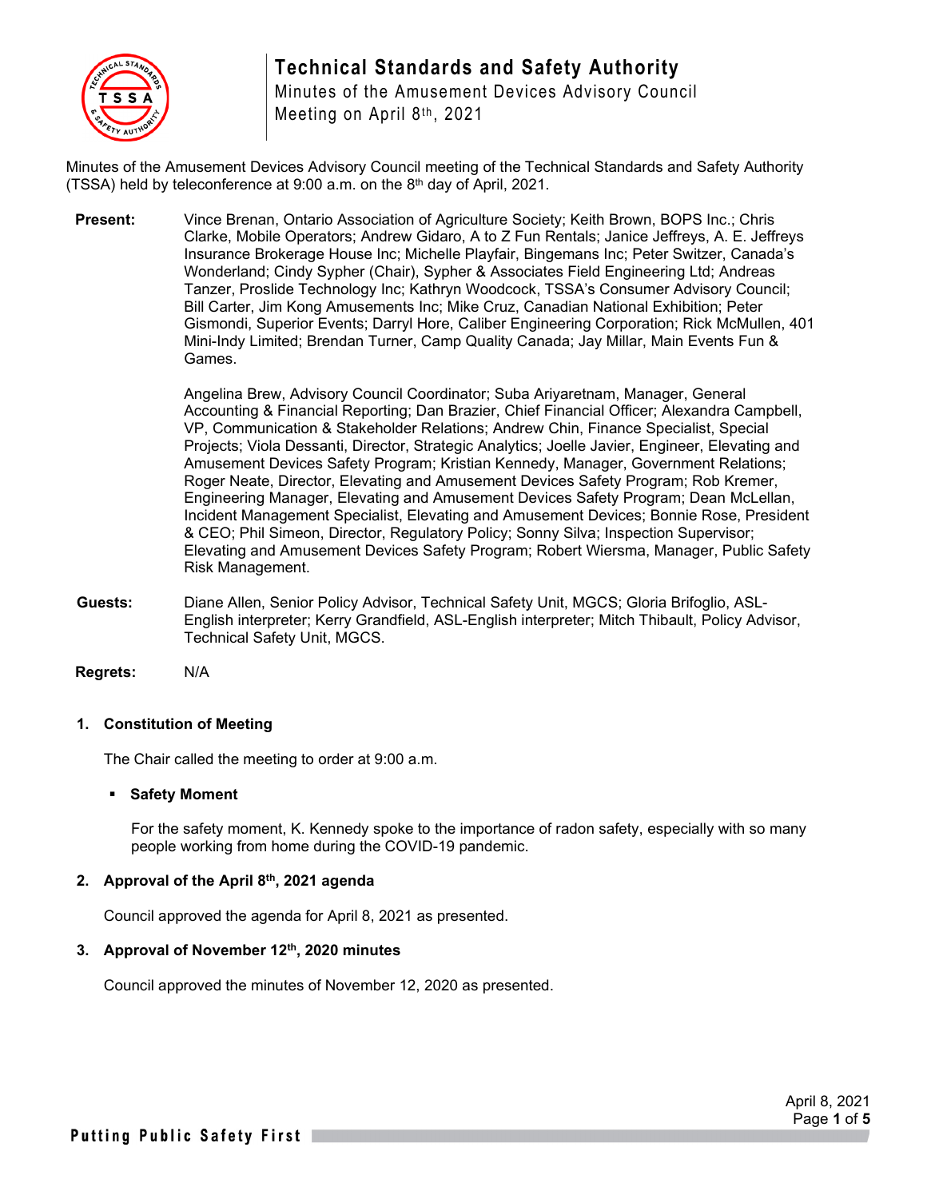# Technical Standards and Safety Authority

Minutes of the Amusement Devices Advisory Council
Meeting on April 8th, 2021

Minutes of the Amusement Devices Advisory Council meeting of the Technical Standards and Safety Authority (TSSA) held by teleconference at 9:00 a.m. on the 8th day of April, 2021.

**Present:** Vince Brenan, Ontario Association of Agriculture Society; Keith Brown, BOPS Inc.; Chris Clarke, Mobile Operators; Andrew Gidaro, A to Z Fun Rentals; Janice Jeffreys, A. E. Jeffreys Insurance Brokerage House Inc; Michelle Playfair, Bingemans Inc; Peter Switzer, Canada's Wonderland; Cindy Sypher (Chair), Sypher & Associates Field Engineering Ltd; Andreas Tanzer, Proslide Technology Inc; Kathryn Woodcock, TSSA's Consumer Advisory Council; Bill Carter, Jim Kong Amusements Inc; Mike Cruz, Canadian National Exhibition; Peter Gismondi, Superior Events; Darryl Hore, Caliber Engineering Corporation; Rick McMullen, 401 Mini-Indy Limited; Brendan Turner, Camp Quality Canada; Jay Millar, Main Events Fun & Games.

Angelina Brew, Advisory Council Coordinator; Suba Ariyaretnam, Manager, General Accounting & Financial Reporting; Dan Brazier, Chief Financial Officer; Alexandra Campbell, VP, Communication & Stakeholder Relations; Andrew Chin, Finance Specialist, Special Projects; Viola Dessanti, Director, Strategic Analytics; Joelle Javier, Engineer, Elevating and Amusement Devices Safety Program; Kristian Kennedy, Manager, Government Relations; Roger Neate, Director, Elevating and Amusement Devices Safety Program; Rob Kremer, Engineering Manager, Elevating and Amusement Devices Safety Program; Dean McLellan, Incident Management Specialist, Elevating and Amusement Devices; Bonnie Rose, President & CEO; Phil Simeon, Director, Regulatory Policy; Sonny Silva; Inspection Supervisor; Elevating and Amusement Devices Safety Program; Robert Wiersma, Manager, Public Safety Risk Management.

**Guests:** Diane Allen, Senior Policy Advisor, Technical Safety Unit, MGCS; Gloria Brifoglio, ASL-English interpreter; Kerry Grandfield, ASL-English interpreter; Mitch Thibault, Policy Advisor, Technical Safety Unit, MGCS.

**Regrets:** N/A

## 1. Constitution of Meeting

The Chair called the meeting to order at 9:00 a.m.

- **Safety Moment**

  For the safety moment, K. Kennedy spoke to the importance of radon safety, especially with so many people working from home during the COVID-19 pandemic.

## 2. Approval of the April 8th, 2021 agenda

Council approved the agenda for April 8, 2021 as presented.

## 3. Approval of November 12th, 2020 minutes

Council approved the minutes of November 12, 2020 as presented.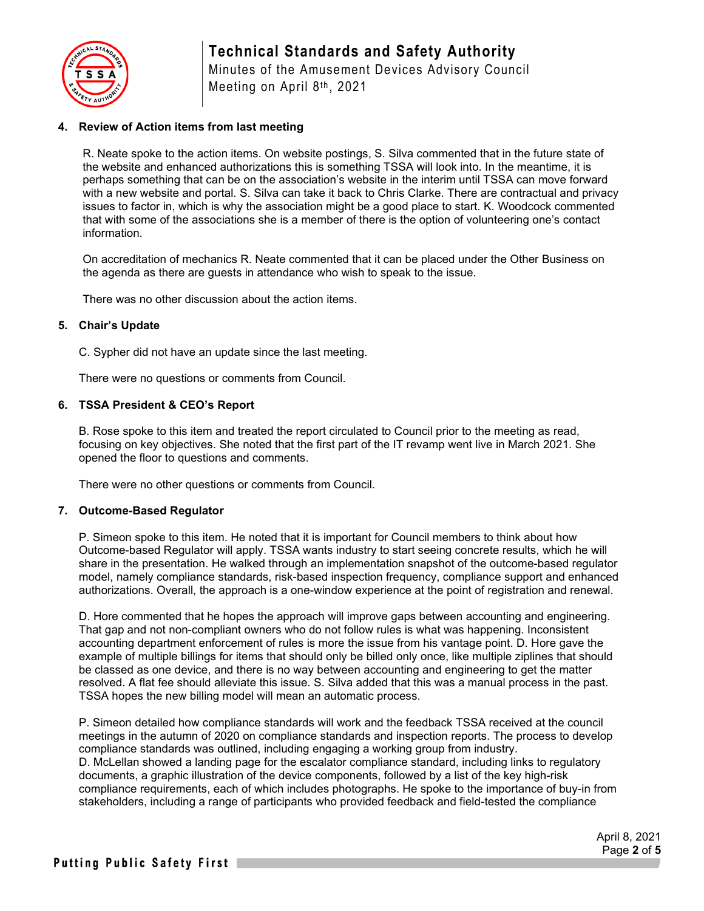**4. Review of Action items from last meeting**

R. Neate spoke to the action items. On website postings, S. Silva commented that in the future state of the website and enhanced authorizations this is something TSSA will look into. In the meantime, it is perhaps something that can be on the association's website in the interim until TSSA can move forward with a new website and portal. S. Silva can take it back to Chris Clarke. There are contractual and privacy issues to factor in, which is why the association might be a good place to start. K. Woodcock commented that with some of the associations she is a member of there is the option of volunteering one's contact information.

On accreditation of mechanics R. Neate commented that it can be placed under the Other Business on the agenda as there are guests in attendance who wish to speak to the issue.

There was no other discussion about the action items.

**5. Chair's Update**

C. Sypher did not have an update since the last meeting.

There were no questions or comments from Council.

**6. TSSA President & CEO's Report**

B. Rose spoke to this item and treated the report circulated to Council prior to the meeting as read, focusing on key objectives. She noted that the first part of the IT revamp went live in March 2021. She opened the floor to questions and comments.

There were no other questions or comments from Council.

**7. Outcome-Based Regulator**

P. Simeon spoke to this item. He noted that it is important for Council members to think about how Outcome-based Regulator will apply. TSSA wants industry to start seeing concrete results, which he will share in the presentation. He walked through an implementation snapshot of the outcome-based regulator model, namely compliance standards, risk-based inspection frequency, compliance support and enhanced authorizations. Overall, the approach is a one-window experience at the point of registration and renewal.

D. Hore commented that he hopes the approach will improve gaps between accounting and engineering. That gap and not non-compliant owners who do not follow rules is what was happening. Inconsistent accounting department enforcement of rules is more the issue from his vantage point. D. Hore gave the example of multiple billings for items that should only be billed only once, like multiple ziplines that should be classed as one device, and there is no way between accounting and engineering to get the matter resolved. A flat fee should alleviate this issue. S. Silva added that this was a manual process in the past. TSSA hopes the new billing model will mean an automatic process.

P. Simeon detailed how compliance standards will work and the feedback TSSA received at the council meetings in the autumn of 2020 on compliance standards and inspection reports. The process to develop compliance standards was outlined, including engaging a working group from industry.
D. McLellan showed a landing page for the escalator compliance standard, including links to regulatory documents, a graphic illustration of the device components, followed by a list of the key high-risk compliance requirements, each of which includes photographs. He spoke to the importance of buy-in from stakeholders, including a range of participants who provided feedback and field-tested the compliance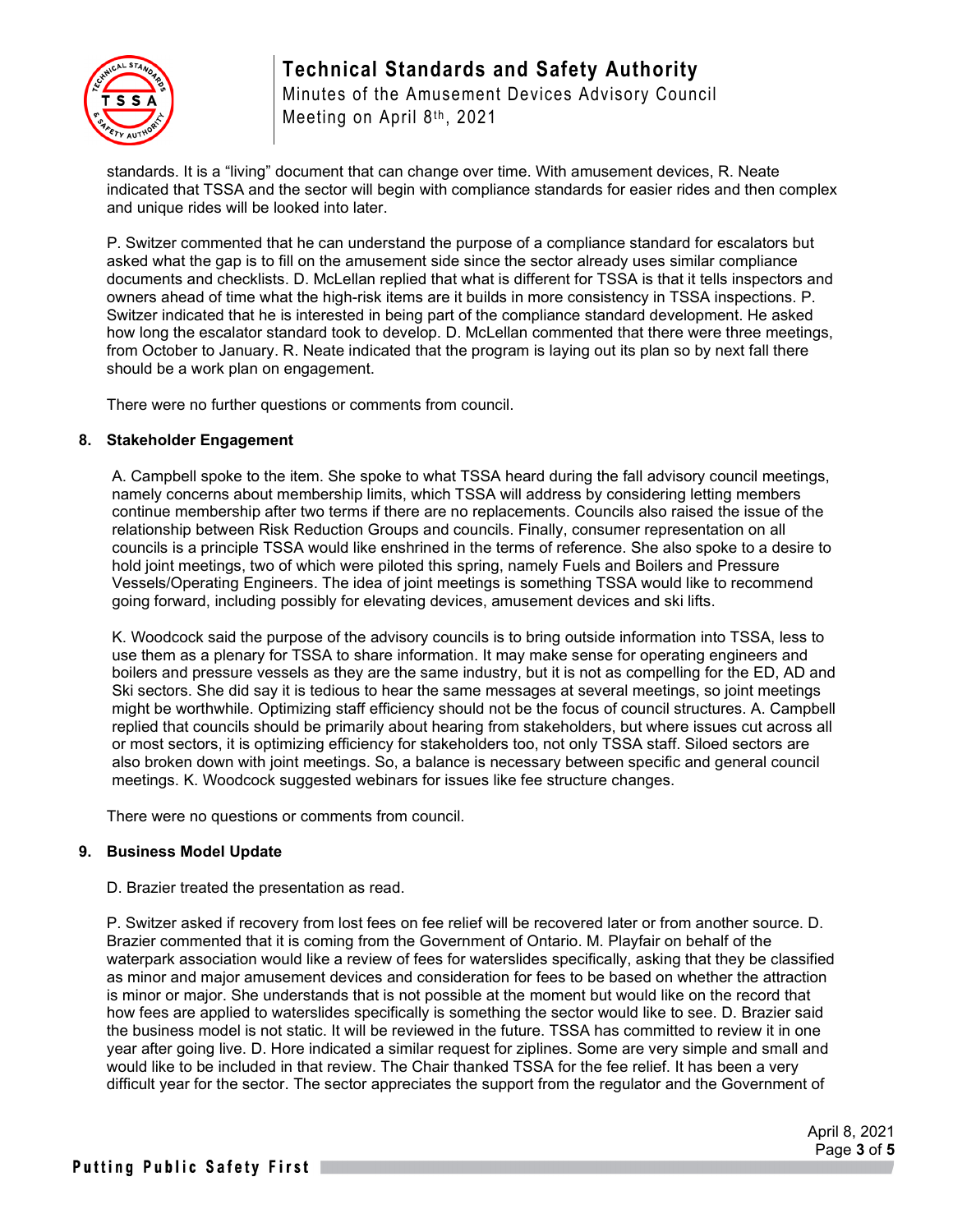standards. It is a "living" document that can change over time. With amusement devices, R. Neate indicated that TSSA and the sector will begin with compliance standards for easier rides and then complex and unique rides will be looked into later.

P. Switzer commented that he can understand the purpose of a compliance standard for escalators but asked what the gap is to fill on the amusement side since the sector already uses similar compliance documents and checklists. D. McLellan replied that what is different for TSSA is that it tells inspectors and owners ahead of time what the high-risk items are it builds in more consistency in TSSA inspections. P. Switzer indicated that he is interested in being part of the compliance standard development. He asked how long the escalator standard took to develop. D. McLellan commented that there were three meetings, from October to January. R. Neate indicated that the program is laying out its plan so by next fall there should be a work plan on engagement.

There were no further questions or comments from council.

**8. Stakeholder Engagement**

A. Campbell spoke to the item. She spoke to what TSSA heard during the fall advisory council meetings, namely concerns about membership limits, which TSSA will address by considering letting members continue membership after two terms if there are no replacements. Councils also raised the issue of the relationship between Risk Reduction Groups and councils. Finally, consumer representation on all councils is a principle TSSA would like enshrined in the terms of reference. She also spoke to a desire to hold joint meetings, two of which were piloted this spring, namely Fuels and Boilers and Pressure Vessels/Operating Engineers. The idea of joint meetings is something TSSA would like to recommend going forward, including possibly for elevating devices, amusement devices and ski lifts.

K. Woodcock said the purpose of the advisory councils is to bring outside information into TSSA, less to use them as a plenary for TSSA to share information. It may make sense for operating engineers and boilers and pressure vessels as they are the same industry, but it is not as compelling for the ED, AD and Ski sectors. She did say it is tedious to hear the same messages at several meetings, so joint meetings might be worthwhile. Optimizing staff efficiency should not be the focus of council structures. A. Campbell replied that councils should be primarily about hearing from stakeholders, but where issues cut across all or most sectors, it is optimizing efficiency for stakeholders too, not only TSSA staff. Siloed sectors are also broken down with joint meetings. So, a balance is necessary between specific and general council meetings. K. Woodcock suggested webinars for issues like fee structure changes.

There were no questions or comments from council.

**9. Business Model Update**

D. Brazier treated the presentation as read.

P. Switzer asked if recovery from lost fees on fee relief will be recovered later or from another source. D. Brazier commented that it is coming from the Government of Ontario. M. Playfair on behalf of the waterpark association would like a review of fees for waterslides specifically, asking that they be classified as minor and major amusement devices and consideration for fees to be based on whether the attraction is minor or major. She understands that is not possible at the moment but would like on the record that how fees are applied to waterslides specifically is something the sector would like to see. D. Brazier said the business model is not static. It will be reviewed in the future. TSSA has committed to review it in one year after going live. D. Hore indicated a similar request for ziplines. Some are very simple and small and would like to be included in that review. The Chair thanked TSSA for the fee relief. It has been a very difficult year for the sector. The sector appreciates the support from the regulator and the Government of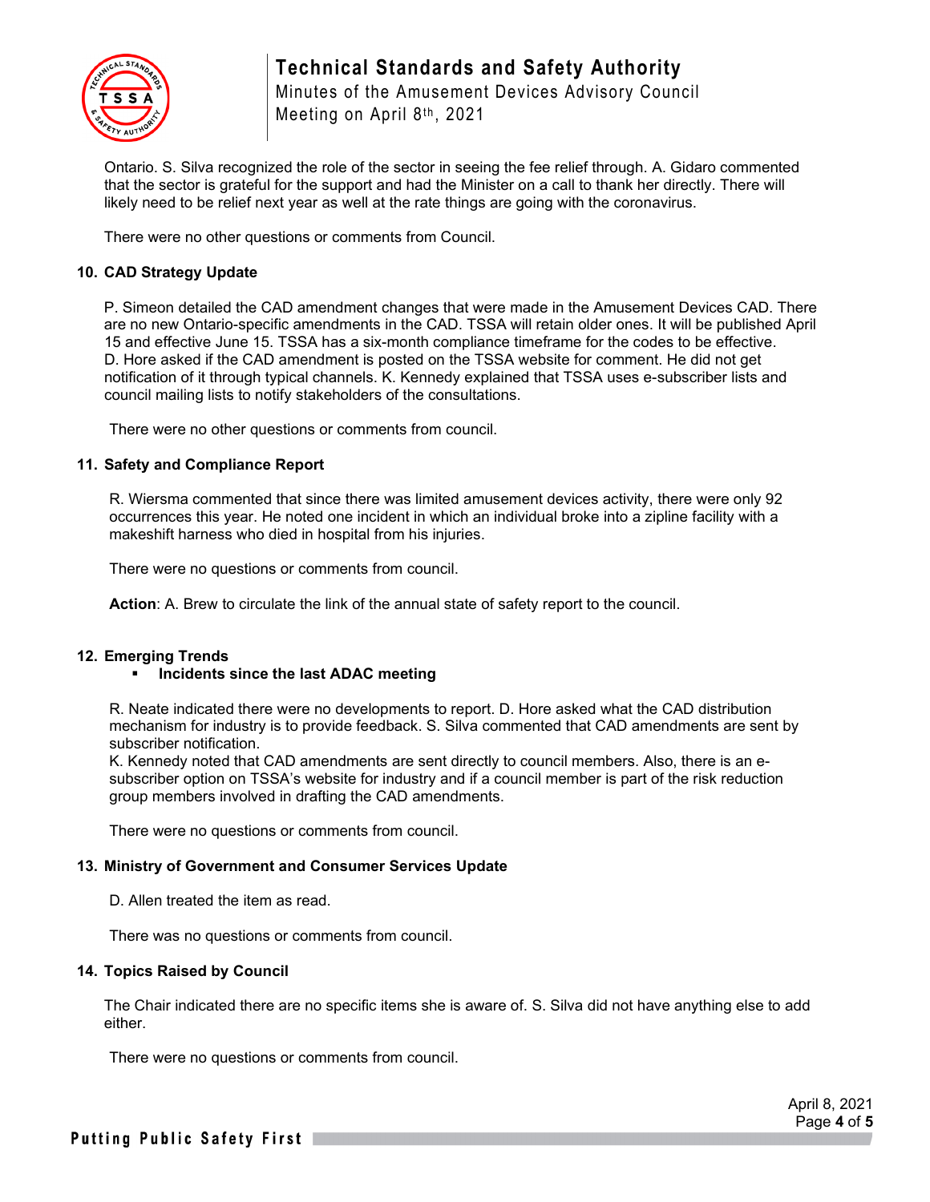Ontario. S. Silva recognized the role of the sector in seeing the fee relief through. A. Gidaro commented that the sector is grateful for the support and had the Minister on a call to thank her directly. There will likely need to be relief next year as well at the rate things are going with the coronavirus.

There were no other questions or comments from Council.

**10. CAD Strategy Update**

P. Simeon detailed the CAD amendment changes that were made in the Amusement Devices CAD. There are no new Ontario-specific amendments in the CAD. TSSA will retain older ones. It will be published April 15 and effective June 15. TSSA has a six-month compliance timeframe for the codes to be effective. D. Hore asked if the CAD amendment is posted on the TSSA website for comment. He did not get notification of it through typical channels. K. Kennedy explained that TSSA uses e-subscriber lists and council mailing lists to notify stakeholders of the consultations.

There were no other questions or comments from council.

**11. Safety and Compliance Report**

R. Wiersma commented that since there was limited amusement devices activity, there were only 92 occurrences this year. He noted one incident in which an individual broke into a zipline facility with a makeshift harness who died in hospital from his injuries.

There were no questions or comments from council.

**Action**: A. Brew to circulate the link of the annual state of safety report to the council.

**12. Emerging Trends**

- **Incidents since the last ADAC meeting**

R. Neate indicated there were no developments to report. D. Hore asked what the CAD distribution mechanism for industry is to provide feedback. S. Silva commented that CAD amendments are sent by subscriber notification.
K. Kennedy noted that CAD amendments are sent directly to council members. Also, there is an e-subscriber option on TSSA's website for industry and if a council member is part of the risk reduction group members involved in drafting the CAD amendments.

There were no questions or comments from council.

**13. Ministry of Government and Consumer Services Update**

D. Allen treated the item as read.

There was no questions or comments from council.

**14. Topics Raised by Council**

The Chair indicated there are no specific items she is aware of. S. Silva did not have anything else to add either.

There were no questions or comments from council.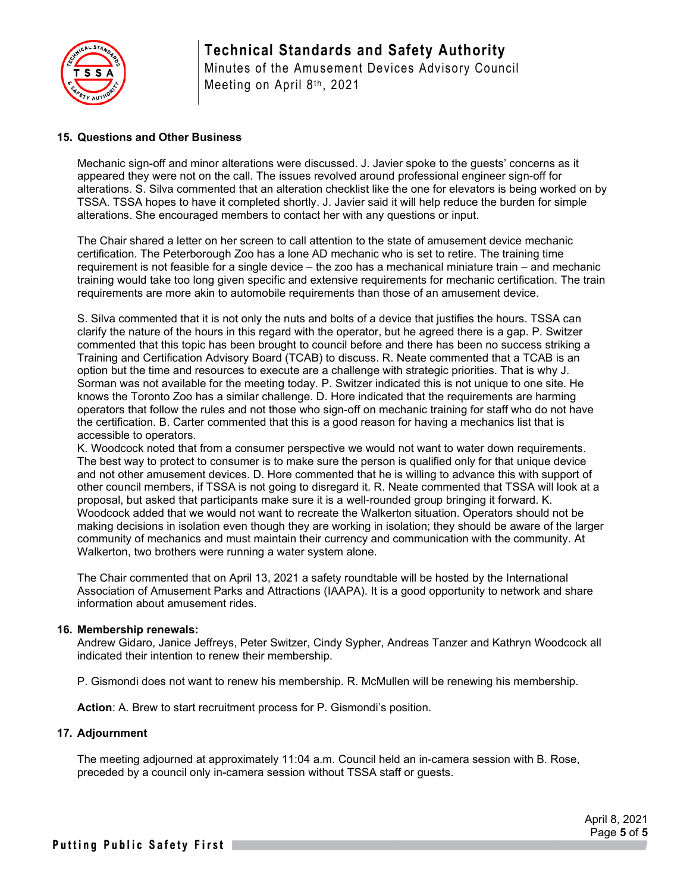### 15. Questions and Other Business

Mechanic sign-off and minor alterations were discussed. J. Javier spoke to the guests' concerns as it appeared they were not on the call. The issues revolved around professional engineer sign-off for alterations. S. Silva commented that an alteration checklist like the one for elevators is being worked on by TSSA. TSSA hopes to have it completed shortly. J. Javier said it will help reduce the burden for simple alterations. She encouraged members to contact her with any questions or input.

The Chair shared a letter on her screen to call attention to the state of amusement device mechanic certification. The Peterborough Zoo has a lone AD mechanic who is set to retire. The training time requirement is not feasible for a single device – the zoo has a mechanical miniature train – and mechanic training would take too long given specific and extensive requirements for mechanic certification. The train requirements are more akin to automobile requirements than those of an amusement device.

S. Silva commented that it is not only the nuts and bolts of a device that justifies the hours. TSSA can clarify the nature of the hours in this regard with the operator, but he agreed there is a gap. P. Switzer commented that this topic has been brought to council before and there has been no success striking a Training and Certification Advisory Board (TCAB) to discuss. R. Neate commented that a TCAB is an option but the time and resources to execute are a challenge with strategic priorities. That is why J. Sorman was not available for the meeting today. P. Switzer indicated this is not unique to one site. He knows the Toronto Zoo has a similar challenge. D. Hore indicated that the requirements are harming operators that follow the rules and not those who sign-off on mechanic training for staff who do not have the certification. B. Carter commented that this is a good reason for having a mechanics list that is accessible to operators.
K. Woodcock noted that from a consumer perspective we would not want to water down requirements. The best way to protect to consumer is to make sure the person is qualified only for that unique device and not other amusement devices. D. Hore commented that he is willing to advance this with support of other council members, if TSSA is not going to disregard it. R. Neate commented that TSSA will look at a proposal, but asked that participants make sure it is a well-rounded group bringing it forward. K. Woodcock added that we would not want to recreate the Walkerton situation. Operators should not be making decisions in isolation even though they are working in isolation; they should be aware of the larger community of mechanics and must maintain their currency and communication with the community. At Walkerton, two brothers were running a water system alone.

The Chair commented that on April 13, 2021 a safety roundtable will be hosted by the International Association of Amusement Parks and Attractions (IAAPA). It is a good opportunity to network and share information about amusement rides.

### 16. Membership renewals:

Andrew Gidaro, Janice Jeffreys, Peter Switzer, Cindy Sypher, Andreas Tanzer and Kathryn Woodcock all indicated their intention to renew their membership.

P. Gismondi does not want to renew his membership. R. McMullen will be renewing his membership.

**Action**: A. Brew to start recruitment process for P. Gismondi's position.

### 17. Adjournment

The meeting adjourned at approximately 11:04 a.m. Council held an in-camera session with B. Rose, preceded by a council only in-camera session without TSSA staff or guests.